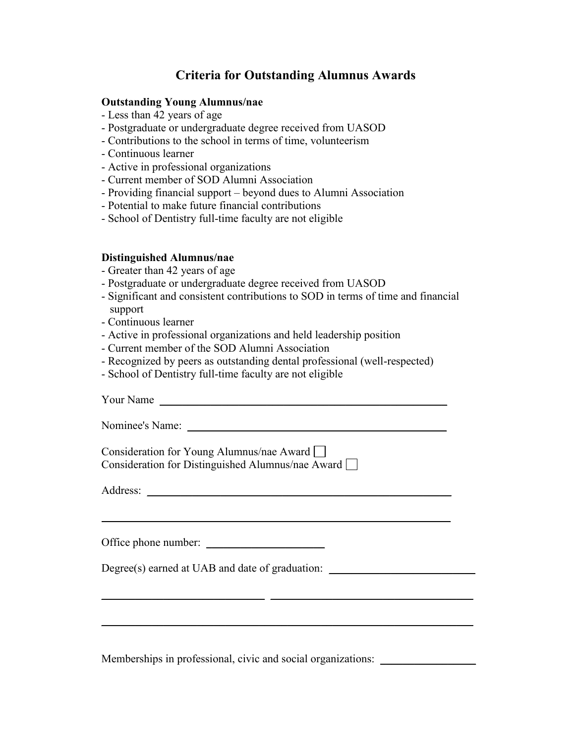# Criteria for Outstanding Alumnus Awards

**Outstanding Young Alumnus/nae**

- Less than 42 years of age
- Postgraduate or undergraduate degree received from UASOD
- Contributions to the school in terms of time, volunteerism
- Continuous learner
- Active in professional organizations
- Current member of SOD Alumni Association
- Providing financial support – beyond dues to Alumni Association
- Potential to make future financial contributions
- School of Dentistry full-time faculty are not eligible

**Distinguished Alumnus/nae**

- Greater than 42 years of age
- Postgraduate or undergraduate degree received from UASOD
- Significant and consistent contributions to SOD in terms of time and financial support
- Continuous learner
- Active in professional organizations and held leadership position
- Current member of the SOD Alumni Association
- Recognized by peers as outstanding dental professional (well-respected)
- School of Dentistry full-time faculty are not eligible

Your Name \_\_\_\_\_\_\_\_\_\_\_\_\_\_\_\_\_\_\_\_\_\_\_\_\_\_\_\_\_\_\_\_\_\_\_\_\_\_\_\_\_\_\_\_

Nominee's Name: \_\_\_\_\_\_\_\_\_\_\_\_\_\_\_\_\_\_\_\_\_\_\_\_\_\_\_\_\_\_\_\_\_\_\_\_\_\_\_\_

Consideration for Young Alumnus/nae Award ☐
Consideration for Distinguished Alumnus/nae Award ☐

Address: \_\_\_\_\_\_\_\_\_\_\_\_\_\_\_\_\_\_\_\_\_\_\_\_\_\_\_\_\_\_\_\_\_\_\_\_\_\_\_\_\_\_\_\_\_\_\_\_

\_\_\_\_\_\_\_\_\_\_\_\_\_\_\_\_\_\_\_\_\_\_\_\_\_\_\_\_\_\_\_\_\_\_\_\_\_\_\_\_\_\_\_\_\_\_\_\_\_\_\_\_\_\_\_\_

Office phone number: \_\_\_\_\_\_\_\_\_\_\_\_\_\_\_\_\_\_\_\_

Degree(s) earned at UAB and date of graduation: \_\_\_\_\_\_\_\_\_\_\_\_\_\_\_\_\_\_\_\_\_\_\_\_

\_\_\_\_\_\_\_\_\_\_\_\_\_\_\_\_\_\_\_\_\_\_\_\_\_\_\_\_ \_\_\_\_\_\_\_\_\_\_\_\_\_\_\_\_\_\_\_\_\_\_\_\_\_\_\_\_\_\_\_\_\_\_\_

\_\_\_\_\_\_\_\_\_\_\_\_\_\_\_\_\_\_\_\_\_\_\_\_\_\_\_\_\_\_\_\_\_\_\_\_\_\_\_\_\_\_\_\_\_\_\_\_\_\_\_\_\_\_\_\_\_\_\_\_\_\_

Memberships in professional, civic and social organizations: \_\_\_\_\_\_\_\_\_\_\_\_\_\_\_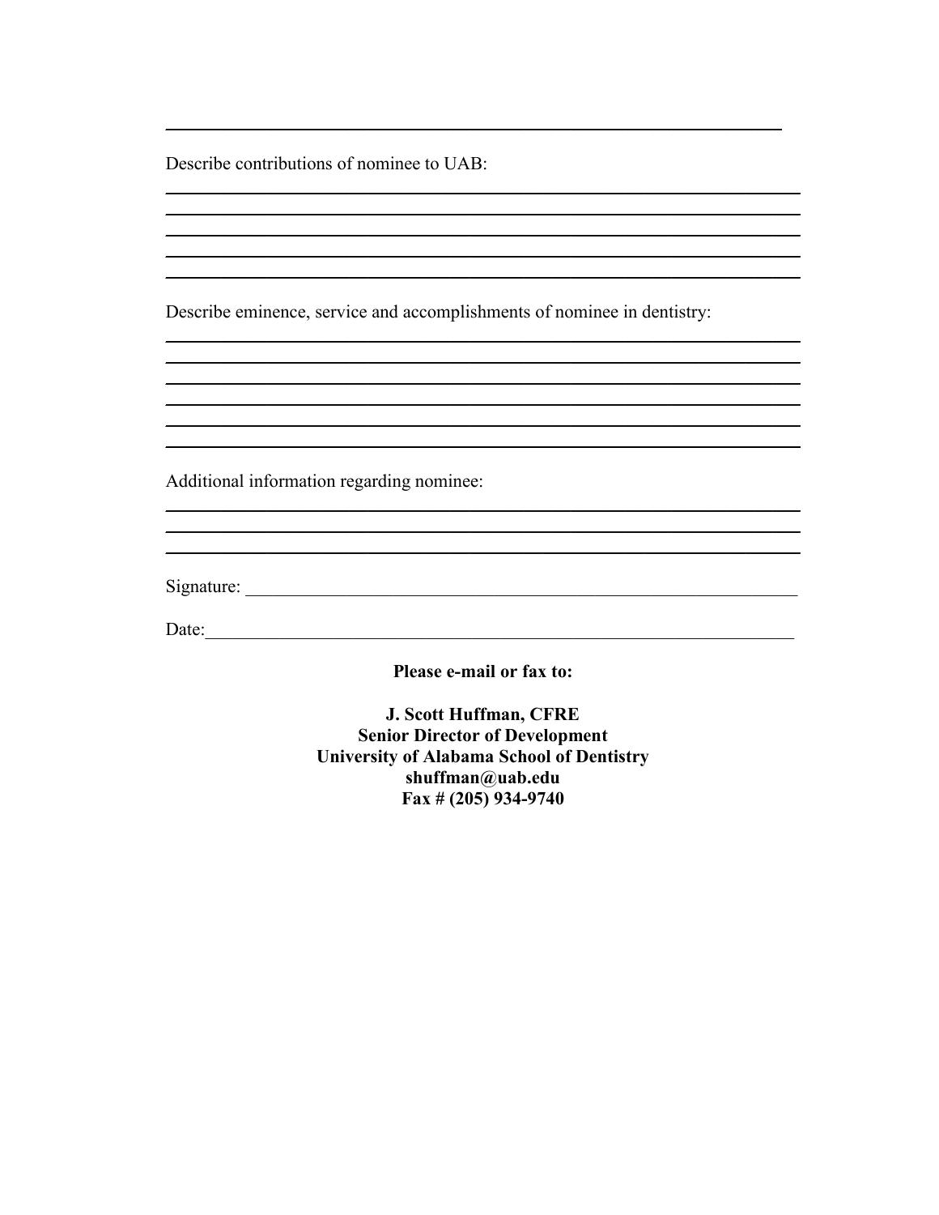Describe contributions of nominee to UAB:

Describe eminence, service and accomplishments of nominee in dentistry:

Additional information regarding nominee:

Signature: ______________________________________________________________

Date:________________________________________________________________

**Please e-mail or fax to:**

**J. Scott Huffman, CFRE**
**Senior Director of Development**
**University of Alabama School of Dentistry**
**shuffman@uab.edu**
**Fax # (205) 934-9740**